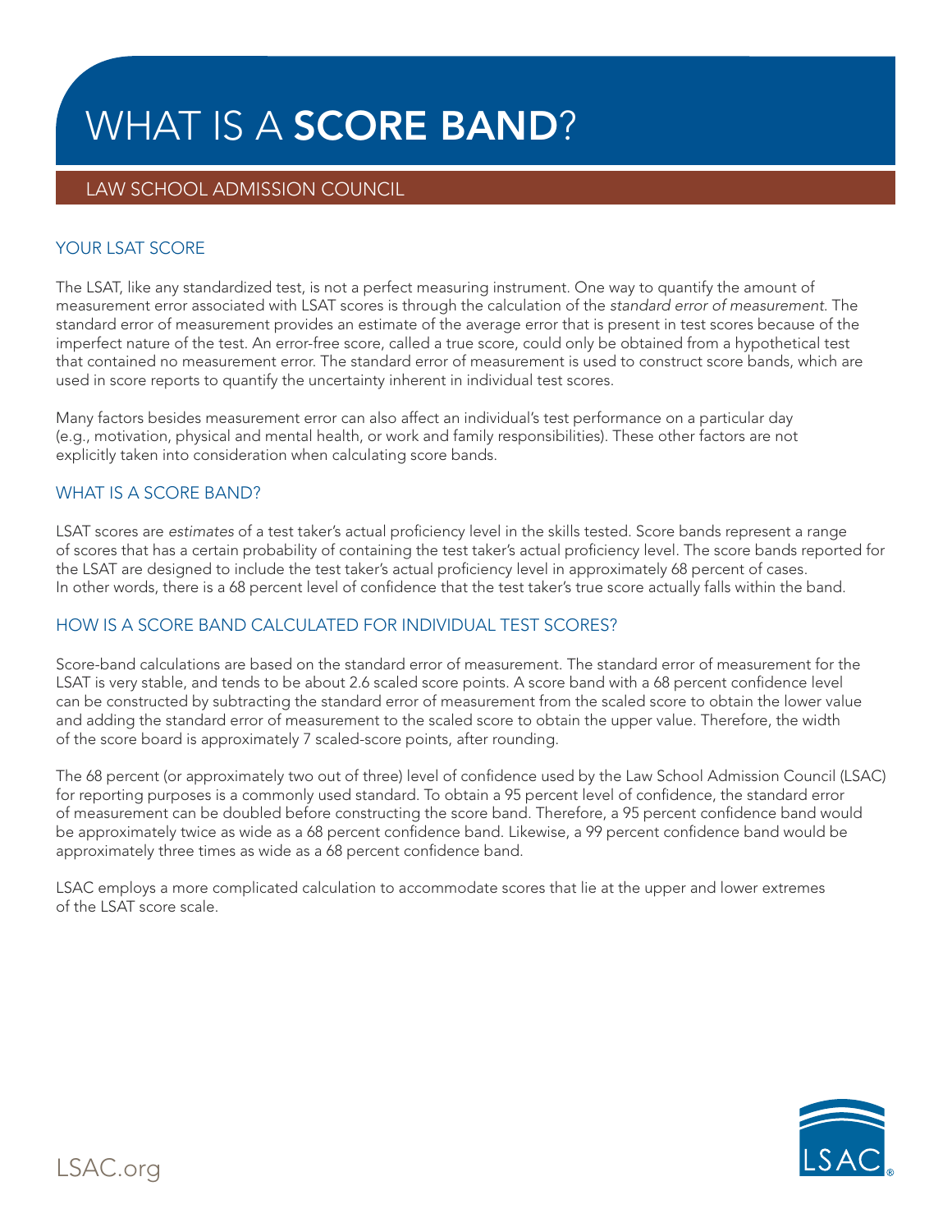# WHAT IS A **SCORE BAND**?

LAW SCHOOL ADMISSION COUNCIL

## YOUR LSAT SCORE

The LSAT, like any standardized test, is not a perfect measuring instrument. One way to quantify the amount of measurement error associated with LSAT scores is through the calculation of the *standard error of measurement*. The standard error of measurement provides an estimate of the average error that is present in test scores because of the imperfect nature of the test. An error-free score, called a true score, could only be obtained from a hypothetical test that contained no measurement error. The standard error of measurement is used to construct score bands, which are used in score reports to quantify the uncertainty inherent in individual test scores.

Many factors besides measurement error can also affect an individual's test performance on a particular day (e.g., motivation, physical and mental health, or work and family responsibilities). These other factors are not explicitly taken into consideration when calculating score bands.

## WHAT IS A SCORE BAND?

LSAT scores are *estimates* of a test taker's actual proficiency level in the skills tested. Score bands represent a range of scores that has a certain probability of containing the test taker's actual proficiency level. The score bands reported for the LSAT are designed to include the test taker's actual proficiency level in approximately 68 percent of cases. In other words, there is a 68 percent level of confidence that the test taker's true score actually falls within the band.

## HOW IS A SCORE BAND CALCULATED FOR INDIVIDUAL TEST SCORES?

Score-band calculations are based on the standard error of measurement. The standard error of measurement for the LSAT is very stable, and tends to be about 2.6 scaled score points. A score band with a 68 percent confidence level can be constructed by subtracting the standard error of measurement from the scaled score to obtain the lower value and adding the standard error of measurement to the scaled score to obtain the upper value. Therefore, the width of the score board is approximately 7 scaled-score points, after rounding.

The 68 percent (or approximately two out of three) level of confidence used by the Law School Admission Council (LSAC) for reporting purposes is a commonly used standard. To obtain a 95 percent level of confidence, the standard error of measurement can be doubled before constructing the score band. Therefore, a 95 percent confidence band would be approximately twice as wide as a 68 percent confidence band. Likewise, a 99 percent confidence band would be approximately three times as wide as a 68 percent confidence band.

LSAC employs a more complicated calculation to accommodate scores that lie at the upper and lower extremes of the LSAT score scale.

LSAC.org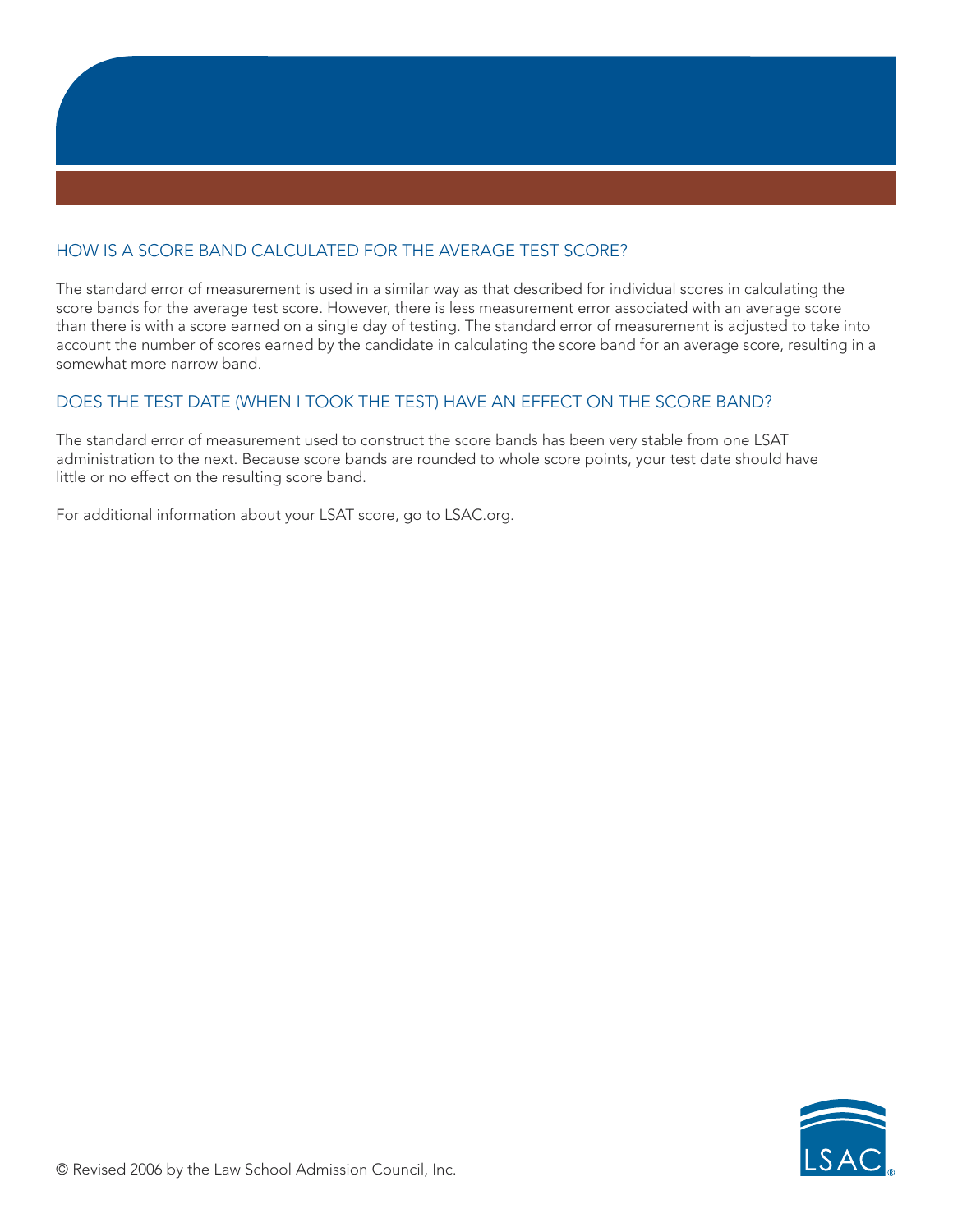## HOW IS A SCORE BAND CALCULATED FOR THE AVERAGE TEST SCORE?

The standard error of measurement is used in a similar way as that described for individual scores in calculating the score bands for the average test score. However, there is less measurement error associated with an average score than there is with a score earned on a single day of testing. The standard error of measurement is adjusted to take into account the number of scores earned by the candidate in calculating the score band for an average score, resulting in a somewhat more narrow band.

## DOES THE TEST DATE (WHEN I TOOK THE TEST) HAVE AN EFFECT ON THE SCORE BAND?

The standard error of measurement used to construct the score bands has been very stable from one LSAT administration to the next. Because score bands are rounded to whole score points, your test date should have little or no effect on the resulting score band.

For additional information about your LSAT score, go to LSAC.org.

© Revised 2006 by the Law School Admission Council, Inc.